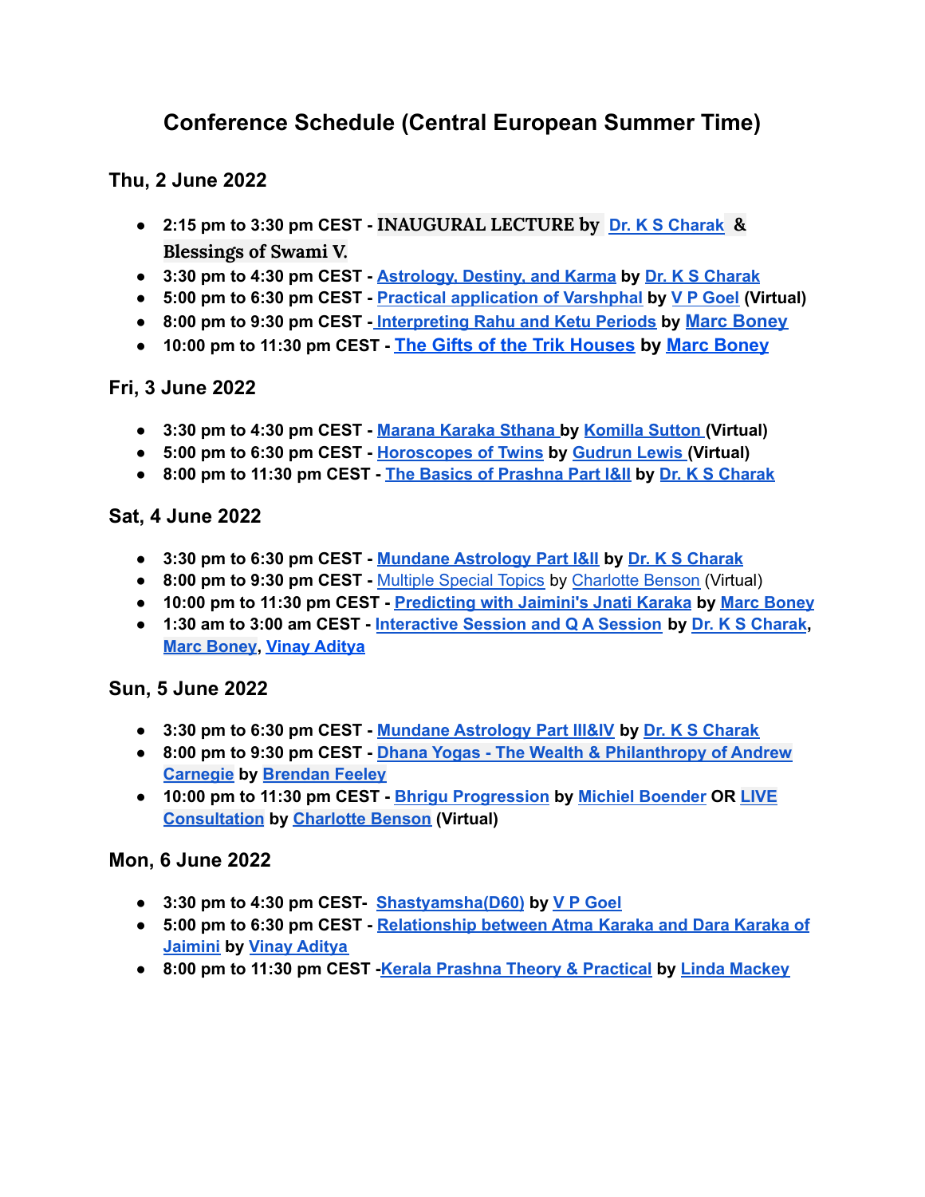# Conference Schedule (Central European Summer Time)

## Thu, 2 June 2022

- **2:15 pm to 3:30 pm CEST - INAUGURAL LECTURE by Dr. K S Charak & Blessings of Swami V.**
- **3:30 pm to 4:30 pm CEST - Astrology, Destiny, and Karma by Dr. K S Charak**
- **5:00 pm to 6:30 pm CEST - Practical application of Varshphal by V P Goel (Virtual)**
- **8:00 pm to 9:30 pm CEST - Interpreting Rahu and Ketu Periods by Marc Boney**
- **10:00 pm to 11:30 pm CEST - The Gifts of the Trik Houses by Marc Boney**

## Fri, 3 June 2022

- **3:30 pm to 4:30 pm CEST - Marana Karaka Sthana by Komilla Sutton (Virtual)**
- **5:00 pm to 6:30 pm CEST - Horoscopes of Twins by Gudrun Lewis (Virtual)**
- **8:00 pm to 11:30 pm CEST - The Basics of Prashna Part I&II by Dr. K S Charak**

## Sat, 4 June 2022

- **3:30 pm to 6:30 pm CEST - Mundane Astrology Part I&II by Dr. K S Charak**
- **8:00 pm to 9:30 pm CEST -** Multiple Special Topics by Charlotte Benson (Virtual)
- **10:00 pm to 11:30 pm CEST - Predicting with Jaimini's Jnati Karaka by Marc Boney**
- **1:30 am to 3:00 am CEST - Interactive Session and Q A Session by Dr. K S Charak, Marc Boney, Vinay Aditya**

## Sun, 5 June 2022

- **3:30 pm to 6:30 pm CEST - Mundane Astrology Part III&IV by Dr. K S Charak**
- **8:00 pm to 9:30 pm CEST - Dhana Yogas - The Wealth & Philanthropy of Andrew Carnegie by Brendan Feeley**
- **10:00 pm to 11:30 pm CEST - Bhrigu Progression by Michiel Boender OR LIVE Consultation by Charlotte Benson (Virtual)**

## Mon, 6 June 2022

- **3:30 pm to 4:30 pm CEST- Shastyamsha(D60) by V P Goel**
- **5:00 pm to 6:30 pm CEST - Relationship between Atma Karaka and Dara Karaka of Jaimini by Vinay Aditya**
- **8:00 pm to 11:30 pm CEST -Kerala Prashna Theory & Practical by Linda Mackey**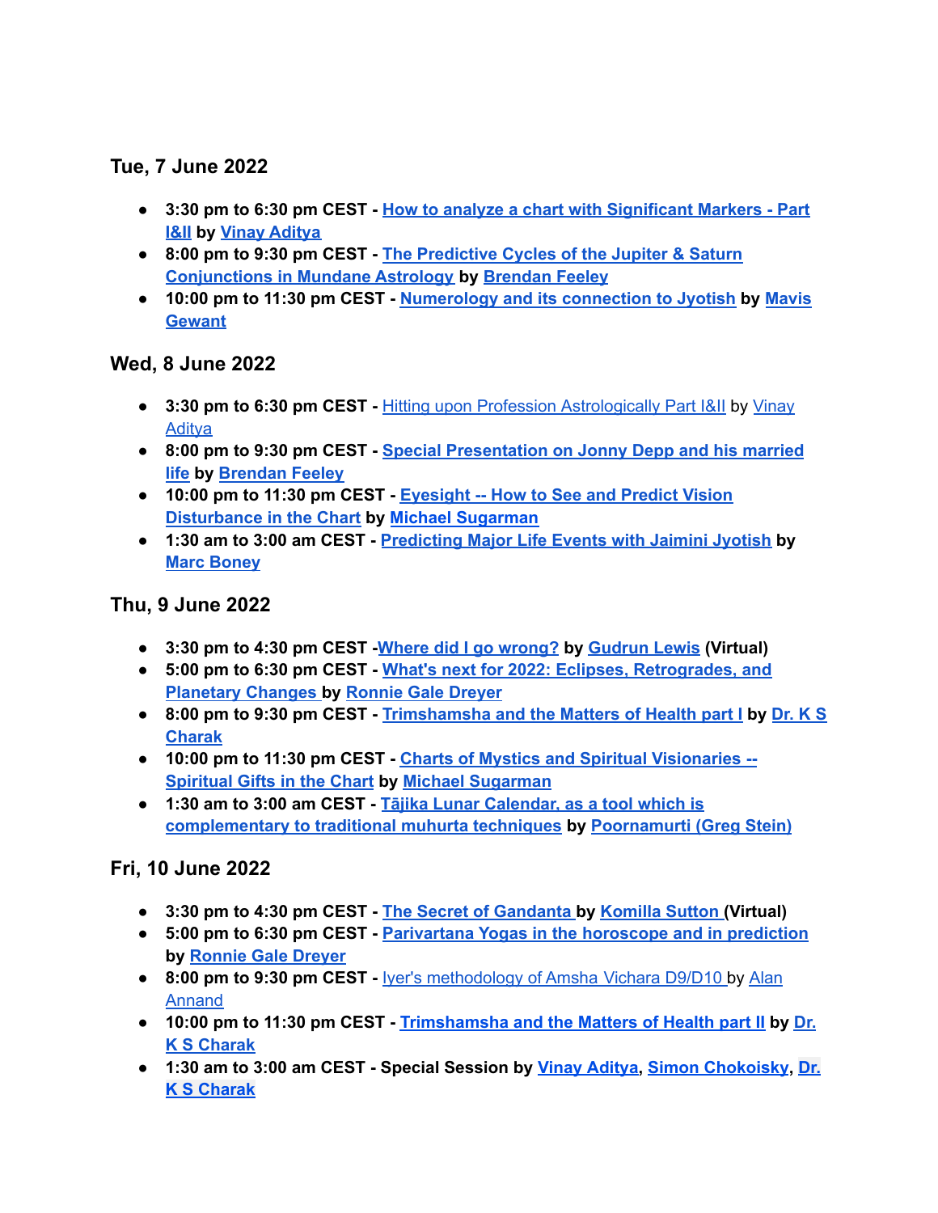### Tue, 7 June 2022

- **3:30 pm to 6:30 pm CEST - How to analyze a chart with Significant Markers - Part I&II by Vinay Aditya**
- **8:00 pm to 9:30 pm CEST - The Predictive Cycles of the Jupiter & Saturn Conjunctions in Mundane Astrology by Brendan Feeley**
- **10:00 pm to 11:30 pm CEST - Numerology and its connection to Jyotish by Mavis Gewant**

### Wed, 8 June 2022

- **3:30 pm to 6:30 pm CEST -** Hitting upon Profession Astrologically Part I&II by Vinay Aditya
- **8:00 pm to 9:30 pm CEST - Special Presentation on Jonny Depp and his married life by Brendan Feeley**
- **10:00 pm to 11:30 pm CEST - Eyesight -- How to See and Predict Vision Disturbance in the Chart by Michael Sugarman**
- **1:30 am to 3:00 am CEST - Predicting Major Life Events with Jaimini Jyotish by Marc Boney**

### Thu, 9 June 2022

- **3:30 pm to 4:30 pm CEST -Where did I go wrong? by Gudrun Lewis (Virtual)**
- **5:00 pm to 6:30 pm CEST - What's next for 2022: Eclipses, Retrogrades, and Planetary Changes by Ronnie Gale Dreyer**
- **8:00 pm to 9:30 pm CEST - Trimshamsha and the Matters of Health part I by Dr. K S Charak**
- **10:00 pm to 11:30 pm CEST - Charts of Mystics and Spiritual Visionaries -- Spiritual Gifts in the Chart by Michael Sugarman**
- **1:30 am to 3:00 am CEST - Tājika Lunar Calendar, as a tool which is complementary to traditional muhurta techniques by Poornamurti (Greg Stein)**

### Fri, 10 June 2022

- **3:30 pm to 4:30 pm CEST - The Secret of Gandanta by Komilla Sutton (Virtual)**
- **5:00 pm to 6:30 pm CEST - Parivartana Yogas in the horoscope and in prediction by Ronnie Gale Dreyer**
- **8:00 pm to 9:30 pm CEST -** Iyer's methodology of Amsha Vichara D9/D10 by Alan Annand
- **10:00 pm to 11:30 pm CEST - Trimshamsha and the Matters of Health part II by Dr. K S Charak**
- **1:30 am to 3:00 am CEST - Special Session by Vinay Aditya, Simon Chokoisky, Dr. K S Charak**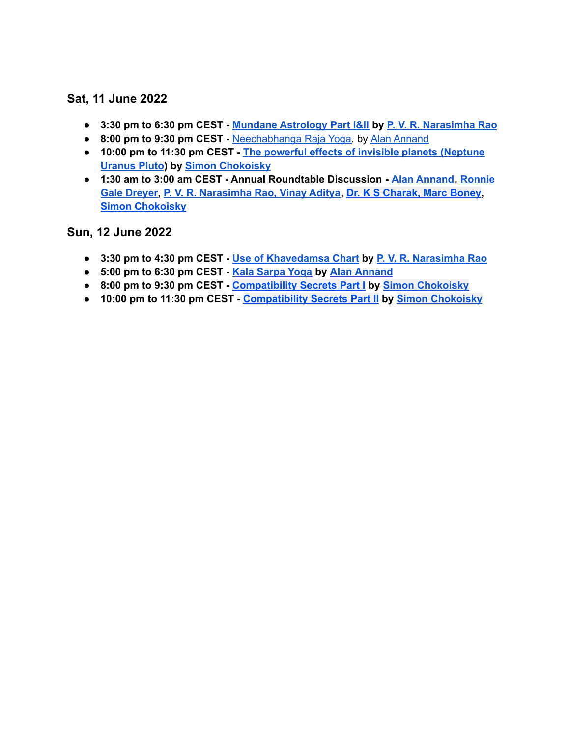### Sat, 11 June 2022

- **3:30 pm to 6:30 pm CEST - Mundane Astrology Part I&II by P. V. R. Narasimha Rao**
- **8:00 pm to 9:30 pm CEST -** Neechabhanga Raja Yoga. by Alan Annand
- **10:00 pm to 11:30 pm CEST - The powerful effects of invisible planets (Neptune Uranus Pluto) by Simon Chokoisky**
- **1:30 am to 3:00 am CEST - Annual Roundtable Discussion - Alan Annand, Ronnie Gale Dreyer, P. V. R. Narasimha Rao, Vinay Aditya, Dr. K S Charak, Marc Boney, Simon Chokoisky**

### Sun, 12 June 2022

- **3:30 pm to 4:30 pm CEST - Use of Khavedamsa Chart by P. V. R. Narasimha Rao**
- **5:00 pm to 6:30 pm CEST - Kala Sarpa Yoga by Alan Annand**
- **8:00 pm to 9:30 pm CEST - Compatibility Secrets Part I by Simon Chokoisky**
- **10:00 pm to 11:30 pm CEST - Compatibility Secrets Part II by Simon Chokoisky**